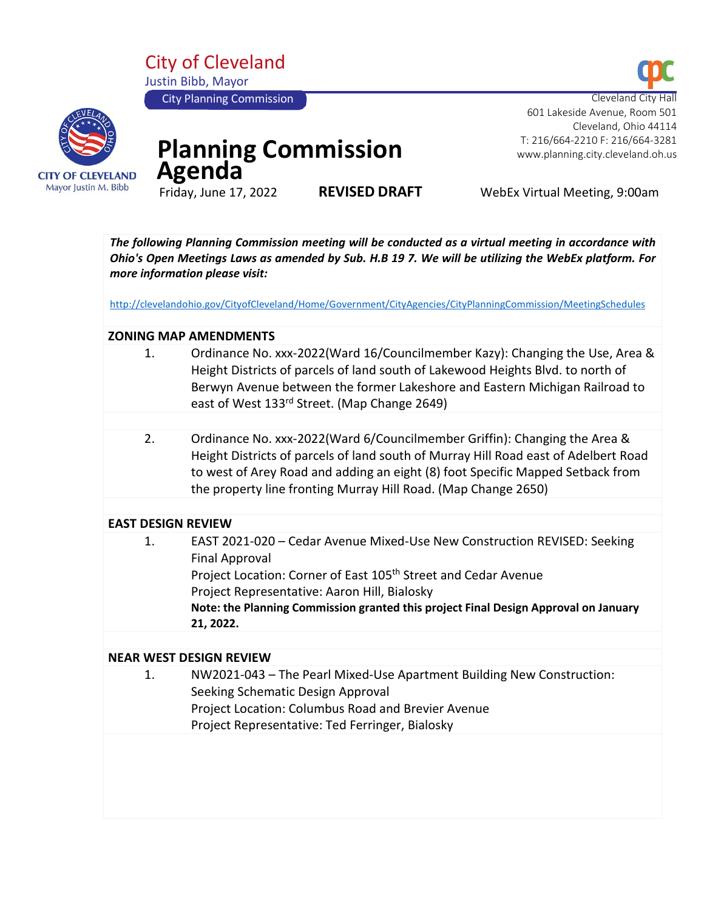City of Cleveland
Justin Bibb, Mayor
City Planning Commission

Cleveland City Hall
601 Lakeside Avenue, Room 501
Cleveland, Ohio 44114
T: 216/664-2210 F: 216/664-3281
www.planning.city.cleveland.oh.us

CITY OF CLEVELAND
Mayor Justin M. Bibb

# Planning Commission Agenda

Friday, June 17, 2022 **REVISED DRAFT** WebEx Virtual Meeting, 9:00am

***The following Planning Commission meeting will be conducted as a virtual meeting in accordance with Ohio's Open Meetings Laws as amended by Sub. H.B 19 7. We will be utilizing the WebEx platform. For more information please visit:***

http://clevelandohio.gov/CityofCleveland/Home/Government/CityAgencies/CityPlanningCommission/MeetingSchedules

## ZONING MAP AMENDMENTS

1. Ordinance No. xxx-2022(Ward 16/Councilmember Kazy): Changing the Use, Area & Height Districts of parcels of land south of Lakewood Heights Blvd. to north of Berwyn Avenue between the former Lakeshore and Eastern Michigan Railroad to east of West 133rd Street. (Map Change 2649)

2. Ordinance No. xxx-2022(Ward 6/Councilmember Griffin): Changing the Area & Height Districts of parcels of land south of Murray Hill Road east of Adelbert Road to west of Arey Road and adding an eight (8) foot Specific Mapped Setback from the property line fronting Murray Hill Road. (Map Change 2650)

## EAST DESIGN REVIEW

1. EAST 2021-020 – Cedar Avenue Mixed-Use New Construction REVISED: Seeking Final Approval
   Project Location: Corner of East 105th Street and Cedar Avenue
   Project Representative: Aaron Hill, Bialosky
   **Note: the Planning Commission granted this project Final Design Approval on January 21, 2022.**

## NEAR WEST DESIGN REVIEW

1. NW2021-043 – The Pearl Mixed-Use Apartment Building New Construction: Seeking Schematic Design Approval
   Project Location: Columbus Road and Brevier Avenue
   Project Representative: Ted Ferringer, Bialosky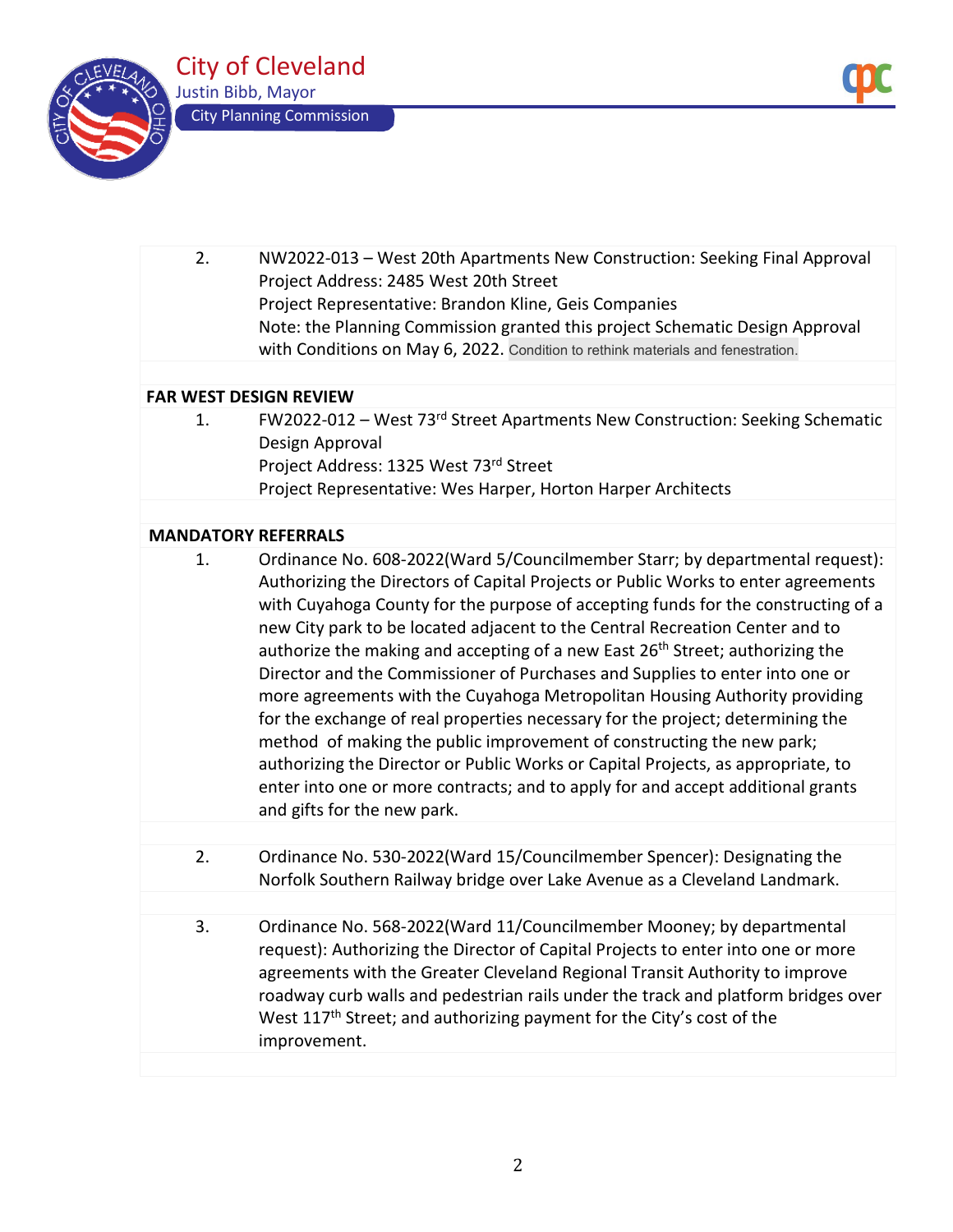2. NW2022-013 – West 20th Apartments New Construction: Seeking Final Approval
Project Address: 2485 West 20th Street
Project Representative: Brandon Kline, Geis Companies
Note: the Planning Commission granted this project Schematic Design Approval with Conditions on May 6, 2022. Condition to rethink materials and fenestration.

**FAR WEST DESIGN REVIEW**

1. FW2022-012 – West 73rd Street Apartments New Construction: Seeking Schematic Design Approval
Project Address: 1325 West 73rd Street
Project Representative: Wes Harper, Horton Harper Architects

**MANDATORY REFERRALS**

1. Ordinance No. 608-2022(Ward 5/Councilmember Starr; by departmental request): Authorizing the Directors of Capital Projects or Public Works to enter agreements with Cuyahoga County for the purpose of accepting funds for the constructing of a new City park to be located adjacent to the Central Recreation Center and to authorize the making and accepting of a new East 26th Street; authorizing the Director and the Commissioner of Purchases and Supplies to enter into one or more agreements with the Cuyahoga Metropolitan Housing Authority providing for the exchange of real properties necessary for the project; determining the method of making the public improvement of constructing the new park; authorizing the Director or Public Works or Capital Projects, as appropriate, to enter into one or more contracts; and to apply for and accept additional grants and gifts for the new park.

2. Ordinance No. 530-2022(Ward 15/Councilmember Spencer): Designating the Norfolk Southern Railway bridge over Lake Avenue as a Cleveland Landmark.

3. Ordinance No. 568-2022(Ward 11/Councilmember Mooney; by departmental request): Authorizing the Director of Capital Projects to enter into one or more agreements with the Greater Cleveland Regional Transit Authority to improve roadway curb walls and pedestrian rails under the track and platform bridges over West 117th Street; and authorizing payment for the City's cost of the improvement.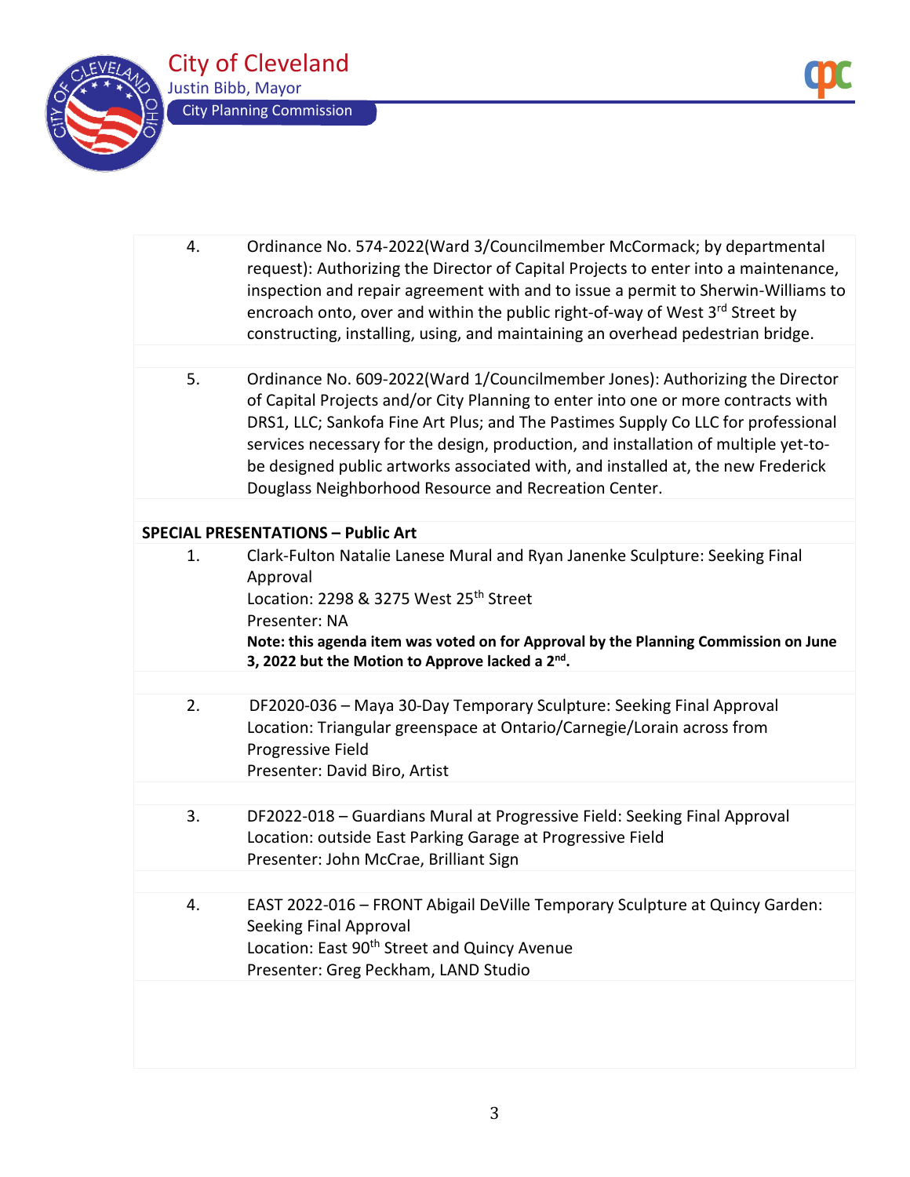4. Ordinance No. 574-2022(Ward 3/Councilmember McCormack; by departmental request): Authorizing the Director of Capital Projects to enter into a maintenance, inspection and repair agreement with and to issue a permit to Sherwin-Williams to encroach onto, over and within the public right-of-way of West 3rd Street by constructing, installing, using, and maintaining an overhead pedestrian bridge.

5. Ordinance No. 609-2022(Ward 1/Councilmember Jones): Authorizing the Director of Capital Projects and/or City Planning to enter into one or more contracts with DRS1, LLC; Sankofa Fine Art Plus; and The Pastimes Supply Co LLC for professional services necessary for the design, production, and installation of multiple yet-to-be designed public artworks associated with, and installed at, the new Frederick Douglass Neighborhood Resource and Recreation Center.

**SPECIAL PRESENTATIONS – Public Art**

1. Clark-Fulton Natalie Lanese Mural and Ryan Janenke Sculpture: Seeking Final Approval
   Location: 2298 & 3275 West 25th Street
   Presenter: NA
   **Note: this agenda item was voted on for Approval by the Planning Commission on June 3, 2022 but the Motion to Approve lacked a 2nd.**

2. DF2020-036 – Maya 30-Day Temporary Sculpture: Seeking Final Approval
   Location: Triangular greenspace at Ontario/Carnegie/Lorain across from Progressive Field
   Presenter: David Biro, Artist

3. DF2022-018 – Guardians Mural at Progressive Field: Seeking Final Approval
   Location: outside East Parking Garage at Progressive Field
   Presenter: John McCrae, Brilliant Sign

4. EAST 2022-016 – FRONT Abigail DeVille Temporary Sculpture at Quincy Garden: Seeking Final Approval
   Location: East 90th Street and Quincy Avenue
   Presenter: Greg Peckham, LAND Studio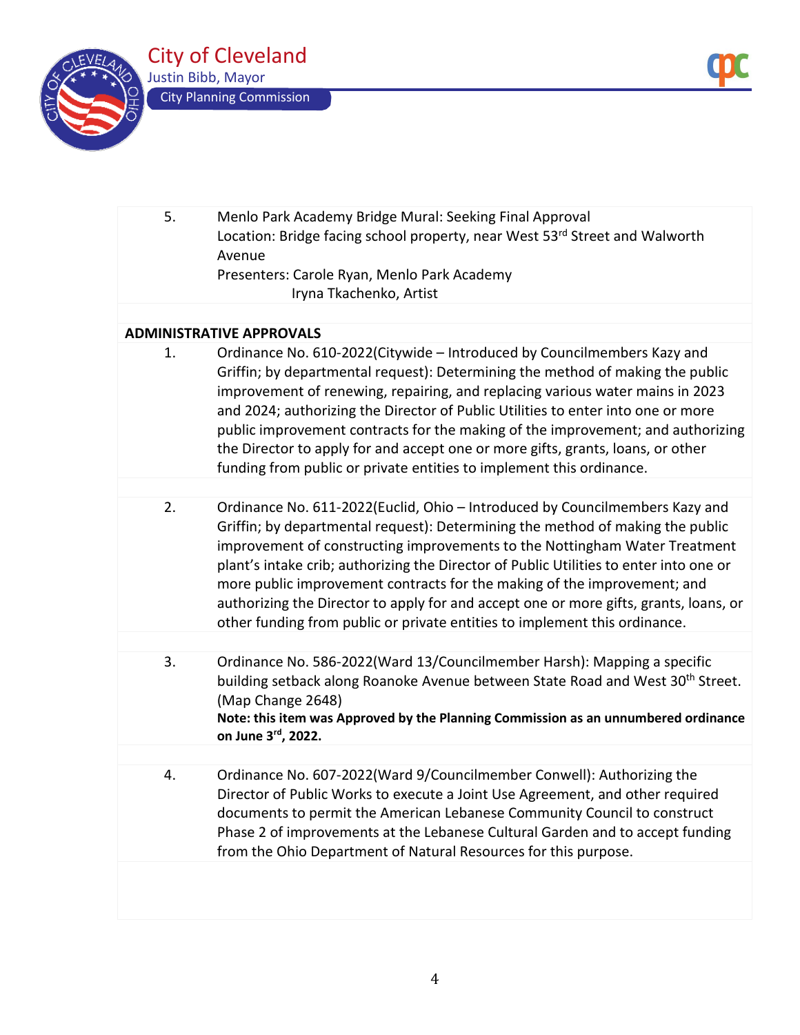5. Menlo Park Academy Bridge Mural: Seeking Final Approval
   Location: Bridge facing school property, near West 53rd Street and Walworth Avenue
   Presenters: Carole Ryan, Menlo Park Academy
   Iryna Tkachenko, Artist

## ADMINISTRATIVE APPROVALS

1. Ordinance No. 610-2022(Citywide – Introduced by Councilmembers Kazy and Griffin; by departmental request): Determining the method of making the public improvement of renewing, repairing, and replacing various water mains in 2023 and 2024; authorizing the Director of Public Utilities to enter into one or more public improvement contracts for the making of the improvement; and authorizing the Director to apply for and accept one or more gifts, grants, loans, or other funding from public or private entities to implement this ordinance.

2. Ordinance No. 611-2022(Euclid, Ohio – Introduced by Councilmembers Kazy and Griffin; by departmental request): Determining the method of making the public improvement of constructing improvements to the Nottingham Water Treatment plant's intake crib; authorizing the Director of Public Utilities to enter into one or more public improvement contracts for the making of the improvement; and authorizing the Director to apply for and accept one or more gifts, grants, loans, or other funding from public or private entities to implement this ordinance.

3. Ordinance No. 586-2022(Ward 13/Councilmember Harsh): Mapping a specific building setback along Roanoke Avenue between State Road and West 30th Street. (Map Change 2648)
   **Note: this item was Approved by the Planning Commission as an unnumbered ordinance on June 3rd, 2022.**

4. Ordinance No. 607-2022(Ward 9/Councilmember Conwell): Authorizing the Director of Public Works to execute a Joint Use Agreement, and other required documents to permit the American Lebanese Community Council to construct Phase 2 of improvements at the Lebanese Cultural Garden and to accept funding from the Ohio Department of Natural Resources for this purpose.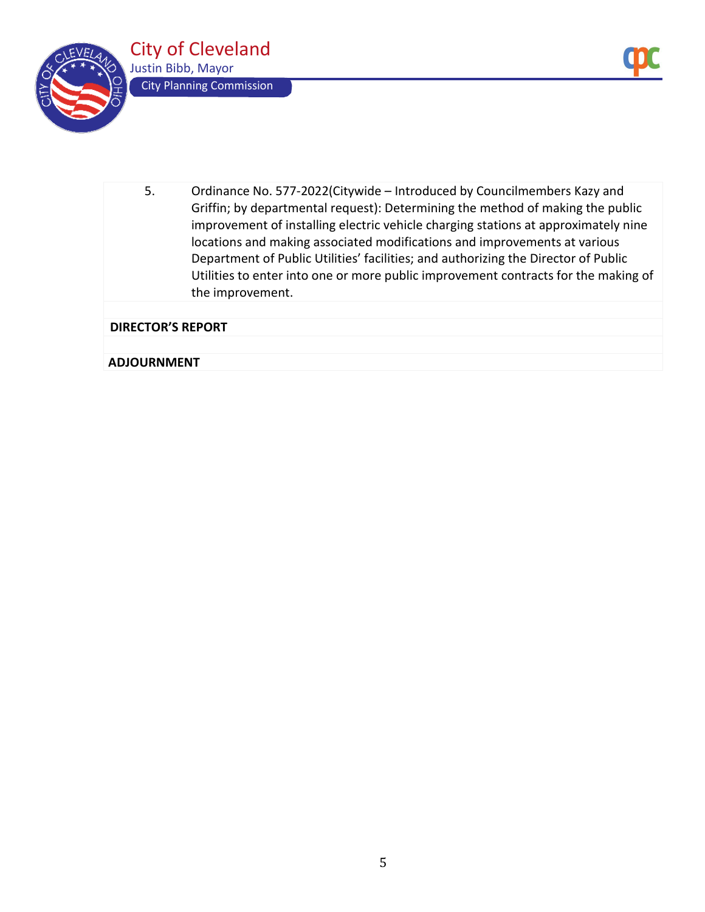5. Ordinance No. 577-2022(Citywide – Introduced by Councilmembers Kazy and Griffin; by departmental request): Determining the method of making the public improvement of installing electric vehicle charging stations at approximately nine locations and making associated modifications and improvements at various Department of Public Utilities' facilities; and authorizing the Director of Public Utilities to enter into one or more public improvement contracts for the making of the improvement.

**DIRECTOR'S REPORT**

**ADJOURNMENT**